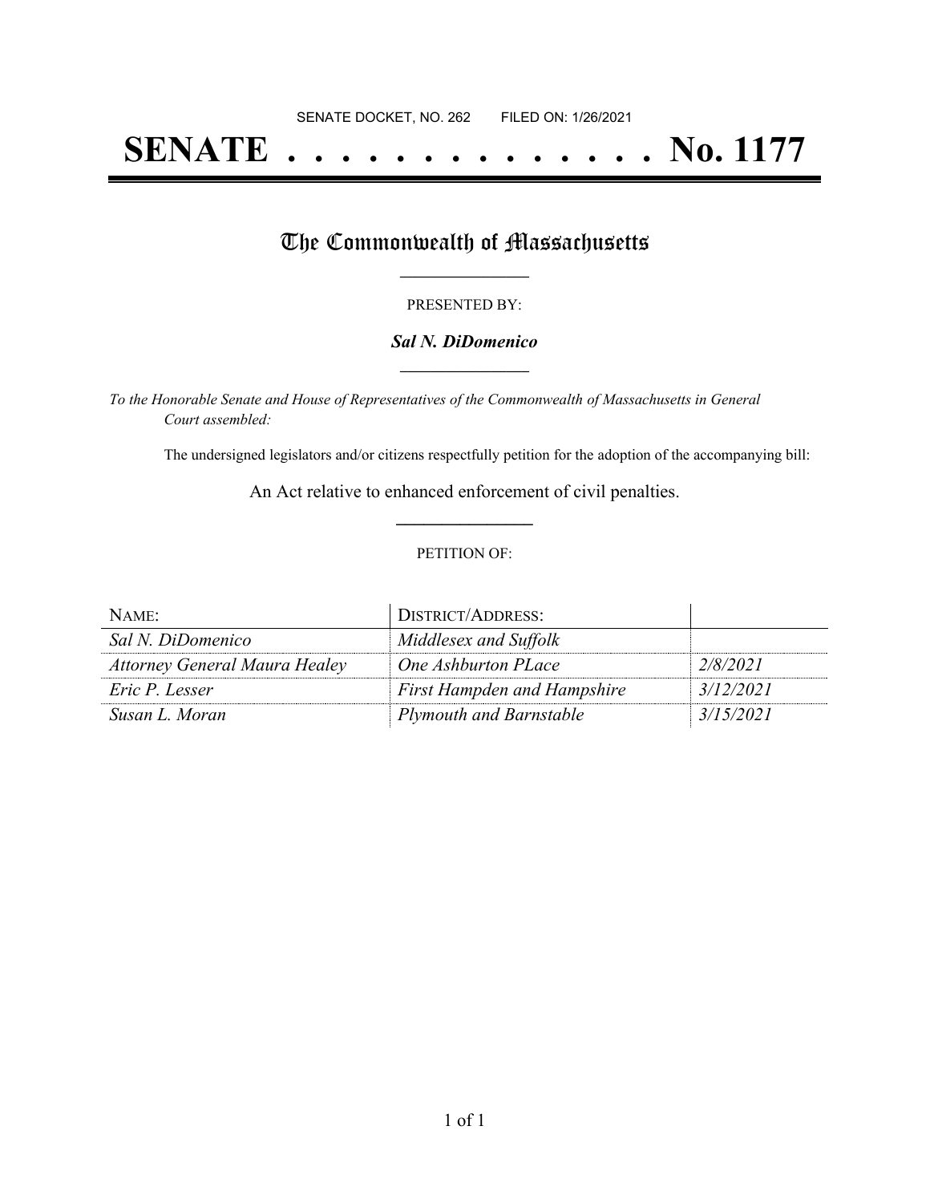SENATE DOCKET, NO. 262        FILED ON: 1/26/2021

# SENATE . . . . . . . . . . . . . . . No. 1177

## The Commonwealth of Massachusetts

PRESENTED BY:

***Sal N. DiDomenico***

*To the Honorable Senate and House of Representatives of the Commonwealth of Massachusetts in General Court assembled:*

The undersigned legislators and/or citizens respectfully petition for the adoption of the accompanying bill:

An Act relative to enhanced enforcement of civil penalties.

PETITION OF:

| NAME: | DISTRICT/ADDRESS: | |
|---|---|---|
| *Sal N. DiDomenico* | *Middlesex and Suffolk* | |
| *Attorney General Maura Healey* | *One Ashburton PLace* | *2/8/2021* |
| *Eric P. Lesser* | *First Hampden and Hampshire* | *3/12/2021* |
| *Susan L. Moran* | *Plymouth and Barnstable* | *3/15/2021* |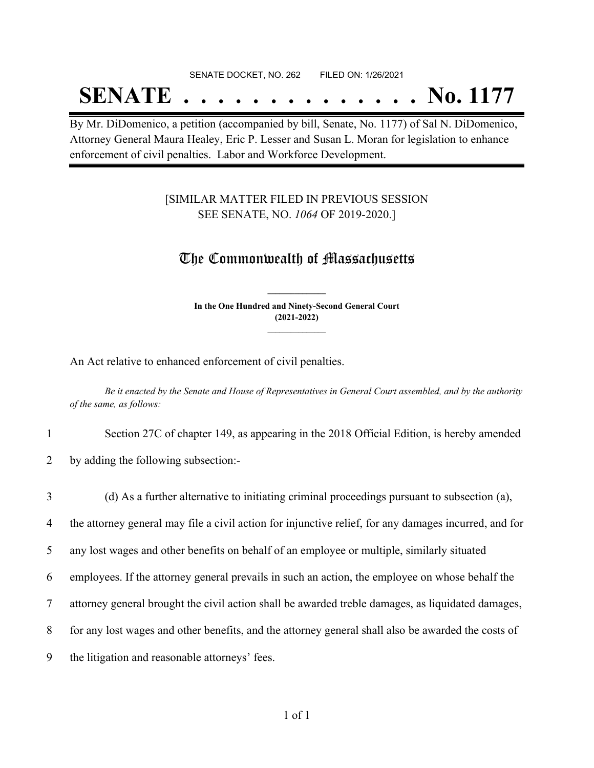SENATE DOCKET, NO. 262 FILED ON: 1/26/2021

# SENATE . . . . . . . . . . . . . . No. 1177

By Mr. DiDomenico, a petition (accompanied by bill, Senate, No. 1177) of Sal N. DiDomenico, Attorney General Maura Healey, Eric P. Lesser and Susan L. Moran for legislation to enhance enforcement of civil penalties. Labor and Workforce Development.

[SIMILAR MATTER FILED IN PREVIOUS SESSION SEE SENATE, NO. *1064* OF 2019-2020.]

## The Commonwealth of Massachusetts

**In the One Hundred and Ninety-Second General Court (2021-2022)**

An Act relative to enhanced enforcement of civil penalties.

*Be it enacted by the Senate and House of Representatives in General Court assembled, and by the authority of the same, as follows:*

1 Section 27C of chapter 149, as appearing in the 2018 Official Edition, is hereby amended
2 by adding the following subsection:-

3 (d) As a further alternative to initiating criminal proceedings pursuant to subsection (a),
4 the attorney general may file a civil action for injunctive relief, for any damages incurred, and for
5 any lost wages and other benefits on behalf of an employee or multiple, similarly situated
6 employees. If the attorney general prevails in such an action, the employee on whose behalf the
7 attorney general brought the civil action shall be awarded treble damages, as liquidated damages,
8 for any lost wages and other benefits, and the attorney general shall also be awarded the costs of
9 the litigation and reasonable attorneys' fees.